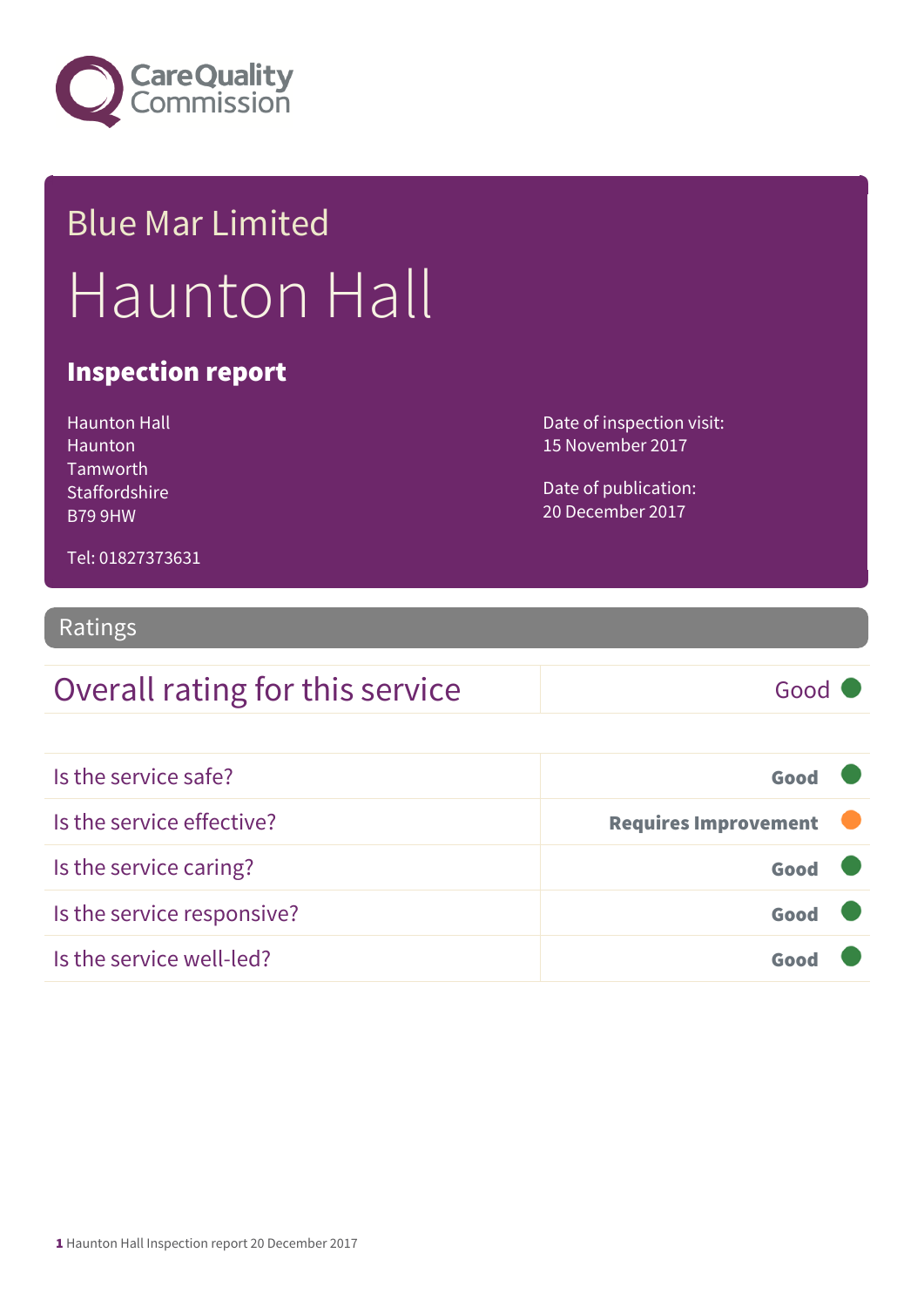Care Quality Commission

# Blue Mar Limited

# Haunton Hall

## Inspection report

Haunton Hall
Haunton
Tamworth
Staffordshire
B79 9HW

Tel: 01827373631

Date of inspection visit:
15 November 2017

Date of publication:
20 December 2017

## Ratings

| Overall rating for this service | Good |
| --- | --- |

| Is the service safe? | Good |
| --- | --- |
| Is the service effective? | Requires Improvement |
| Is the service caring? | Good |
| Is the service responsive? | Good |
| Is the service well-led? | Good |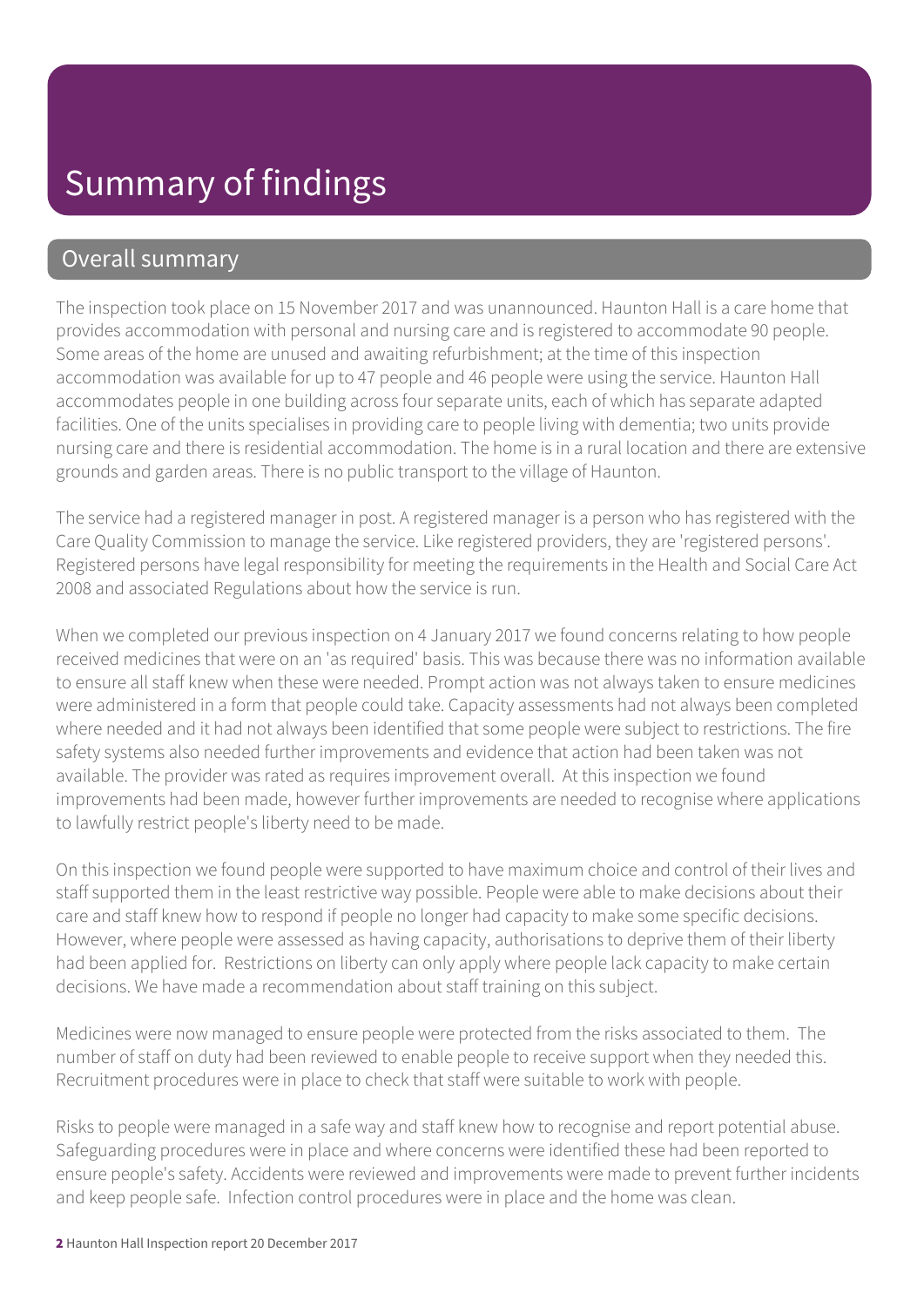# Summary of findings

## Overall summary

The inspection took place on 15 November 2017 and was unannounced. Haunton Hall is a care home that provides accommodation with personal and nursing care and is registered to accommodate 90 people. Some areas of the home are unused and awaiting refurbishment; at the time of this inspection accommodation was available for up to 47 people and 46 people were using the service. Haunton Hall accommodates people in one building across four separate units, each of which has separate adapted facilities. One of the units specialises in providing care to people living with dementia; two units provide nursing care and there is residential accommodation. The home is in a rural location and there are extensive grounds and garden areas. There is no public transport to the village of Haunton.

The service had a registered manager in post. A registered manager is a person who has registered with the Care Quality Commission to manage the service. Like registered providers, they are 'registered persons'. Registered persons have legal responsibility for meeting the requirements in the Health and Social Care Act 2008 and associated Regulations about how the service is run.

When we completed our previous inspection on 4 January 2017 we found concerns relating to how people received medicines that were on an 'as required' basis. This was because there was no information available to ensure all staff knew when these were needed. Prompt action was not always taken to ensure medicines were administered in a form that people could take. Capacity assessments had not always been completed where needed and it had not always been identified that some people were subject to restrictions. The fire safety systems also needed further improvements and evidence that action had been taken was not available. The provider was rated as requires improvement overall. At this inspection we found improvements had been made, however further improvements are needed to recognise where applications to lawfully restrict people's liberty need to be made.

On this inspection we found people were supported to have maximum choice and control of their lives and staff supported them in the least restrictive way possible. People were able to make decisions about their care and staff knew how to respond if people no longer had capacity to make some specific decisions. However, where people were assessed as having capacity, authorisations to deprive them of their liberty had been applied for. Restrictions on liberty can only apply where people lack capacity to make certain decisions. We have made a recommendation about staff training on this subject.

Medicines were now managed to ensure people were protected from the risks associated to them. The number of staff on duty had been reviewed to enable people to receive support when they needed this. Recruitment procedures were in place to check that staff were suitable to work with people.

Risks to people were managed in a safe way and staff knew how to recognise and report potential abuse. Safeguarding procedures were in place and where concerns were identified these had been reported to ensure people's safety. Accidents were reviewed and improvements were made to prevent further incidents and keep people safe. Infection control procedures were in place and the home was clean.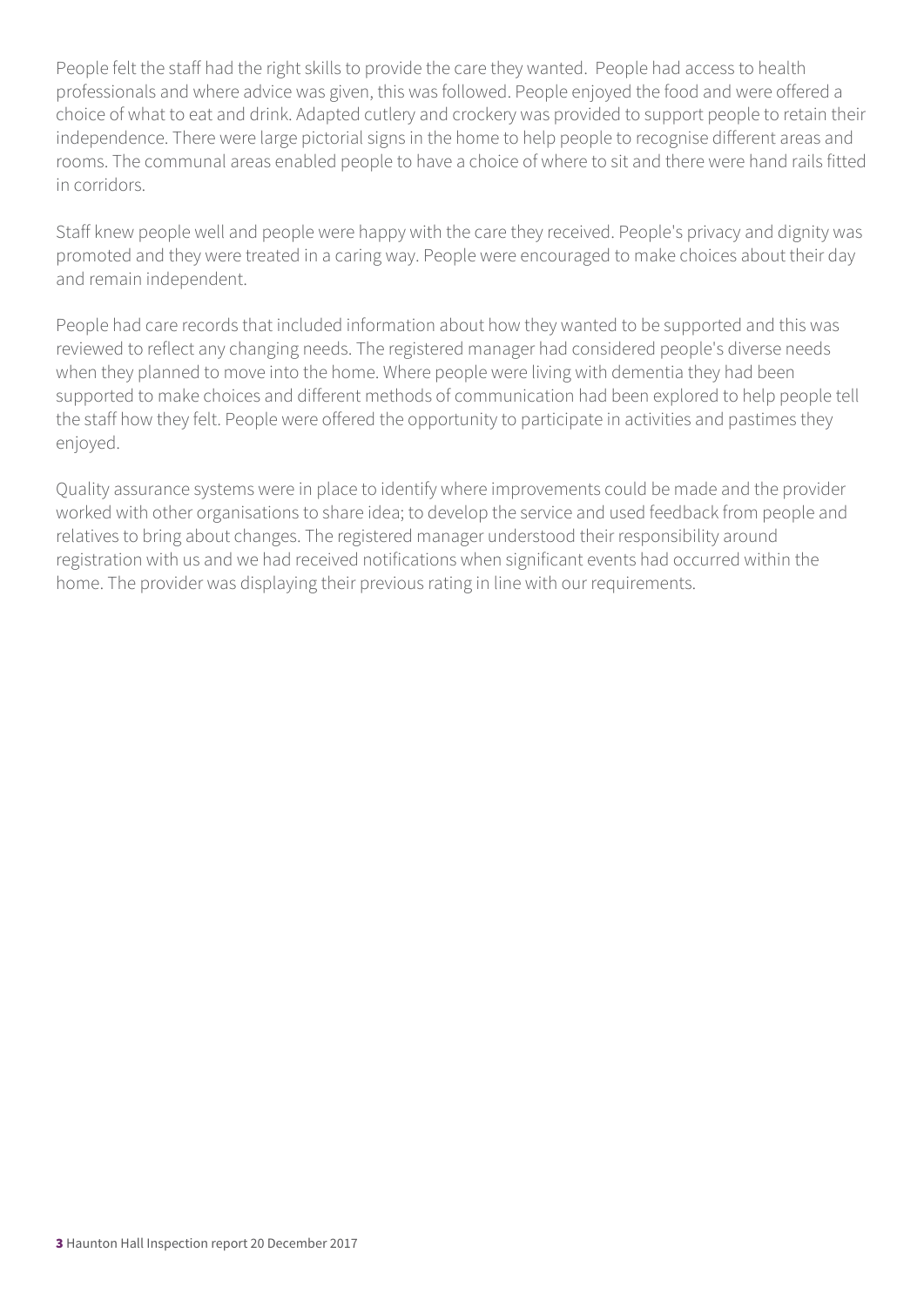People felt the staff had the right skills to provide the care they wanted. People had access to health professionals and where advice was given, this was followed. People enjoyed the food and were offered a choice of what to eat and drink. Adapted cutlery and crockery was provided to support people to retain their independence. There were large pictorial signs in the home to help people to recognise different areas and rooms. The communal areas enabled people to have a choice of where to sit and there were hand rails fitted in corridors.

Staff knew people well and people were happy with the care they received. People's privacy and dignity was promoted and they were treated in a caring way. People were encouraged to make choices about their day and remain independent.

People had care records that included information about how they wanted to be supported and this was reviewed to reflect any changing needs. The registered manager had considered people's diverse needs when they planned to move into the home. Where people were living with dementia they had been supported to make choices and different methods of communication had been explored to help people tell the staff how they felt. People were offered the opportunity to participate in activities and pastimes they enjoyed.

Quality assurance systems were in place to identify where improvements could be made and the provider worked with other organisations to share idea; to develop the service and used feedback from people and relatives to bring about changes. The registered manager understood their responsibility around registration with us and we had received notifications when significant events had occurred within the home. The provider was displaying their previous rating in line with our requirements.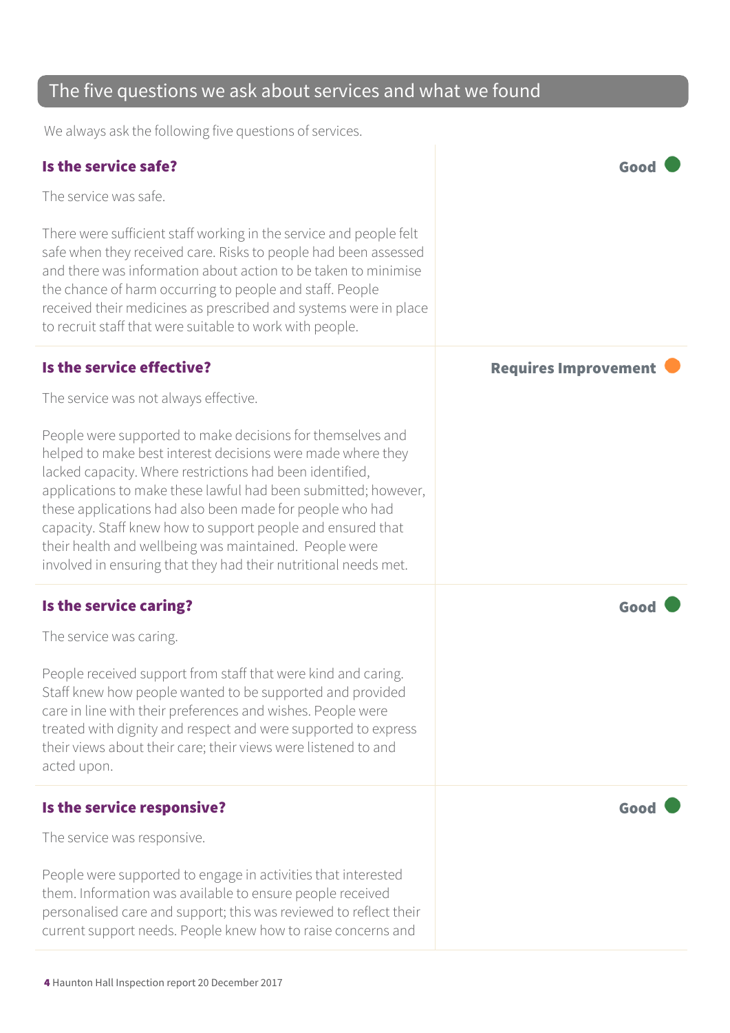## The five questions we ask about services and what we found

We always ask the following five questions of services.

### Is the service safe?

**Good**

The service was safe.

There were sufficient staff working in the service and people felt safe when they received care. Risks to people had been assessed and there was information about action to be taken to minimise the chance of harm occurring to people and staff. People received their medicines as prescribed and systems were in place to recruit staff that were suitable to work with people.

### Is the service effective?

**Requires Improvement**

The service was not always effective.

People were supported to make decisions for themselves and helped to make best interest decisions were made where they lacked capacity. Where restrictions had been identified, applications to make these lawful had been submitted; however, these applications had also been made for people who had capacity. Staff knew how to support people and ensured that their health and wellbeing was maintained. People were involved in ensuring that they had their nutritional needs met.

### Is the service caring?

**Good**

The service was caring.

People received support from staff that were kind and caring. Staff knew how people wanted to be supported and provided care in line with their preferences and wishes. People were treated with dignity and respect and were supported to express their views about their care; their views were listened to and acted upon.

### Is the service responsive?

**Good**

The service was responsive.

People were supported to engage in activities that interested them. Information was available to ensure people received personalised care and support; this was reviewed to reflect their current support needs. People knew how to raise concerns and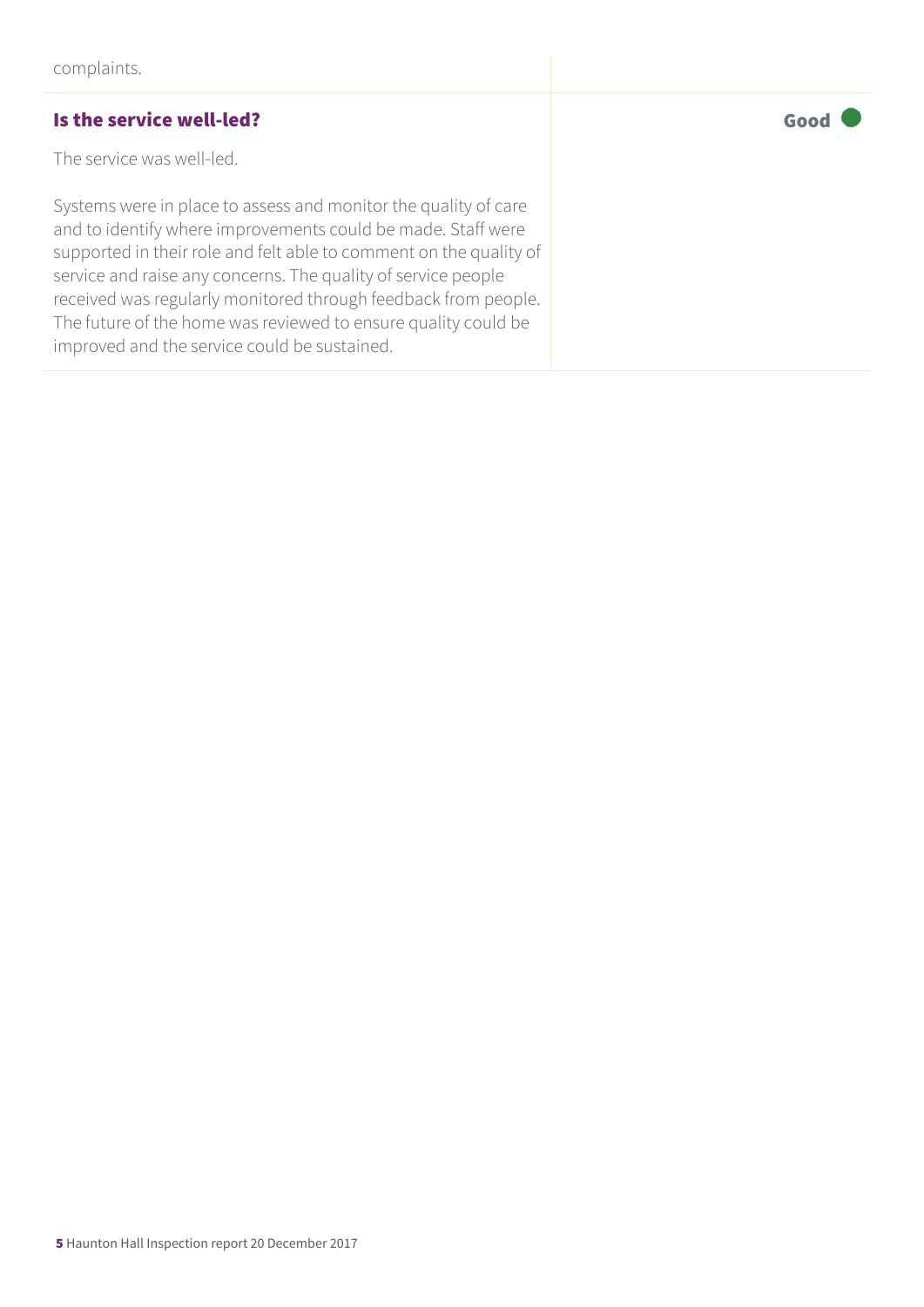complaints.

### Is the service well-led?

**Good**

The service was well-led.

Systems were in place to assess and monitor the quality of care and to identify where improvements could be made. Staff were supported in their role and felt able to comment on the quality of service and raise any concerns. The quality of service people received was regularly monitored through feedback from people. The future of the home was reviewed to ensure quality could be improved and the service could be sustained.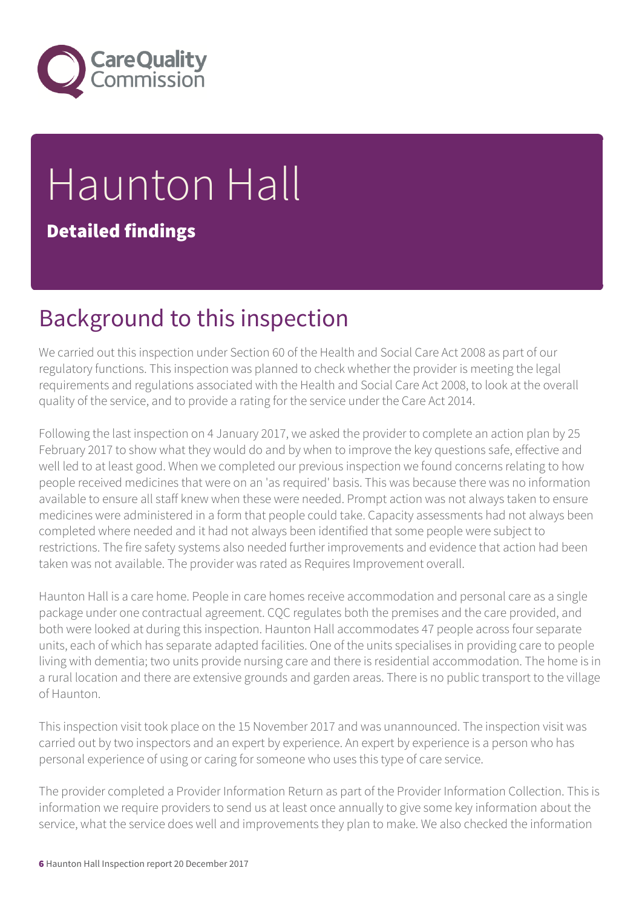# Haunton Hall

**Detailed findings**

## Background to this inspection

We carried out this inspection under Section 60 of the Health and Social Care Act 2008 as part of our regulatory functions. This inspection was planned to check whether the provider is meeting the legal requirements and regulations associated with the Health and Social Care Act 2008, to look at the overall quality of the service, and to provide a rating for the service under the Care Act 2014.

Following the last inspection on 4 January 2017, we asked the provider to complete an action plan by 25 February 2017 to show what they would do and by when to improve the key questions safe, effective and well led to at least good. When we completed our previous inspection we found concerns relating to how people received medicines that were on an 'as required' basis. This was because there was no information available to ensure all staff knew when these were needed. Prompt action was not always taken to ensure medicines were administered in a form that people could take. Capacity assessments had not always been completed where needed and it had not always been identified that some people were subject to restrictions. The fire safety systems also needed further improvements and evidence that action had been taken was not available. The provider was rated as Requires Improvement overall.

Haunton Hall is a care home. People in care homes receive accommodation and personal care as a single package under one contractual agreement. CQC regulates both the premises and the care provided, and both were looked at during this inspection. Haunton Hall accommodates 47 people across four separate units, each of which has separate adapted facilities. One of the units specialises in providing care to people living with dementia; two units provide nursing care and there is residential accommodation. The home is in a rural location and there are extensive grounds and garden areas. There is no public transport to the village of Haunton.

This inspection visit took place on the 15 November 2017 and was unannounced. The inspection visit was carried out by two inspectors and an expert by experience. An expert by experience is a person who has personal experience of using or caring for someone who uses this type of care service.

The provider completed a Provider Information Return as part of the Provider Information Collection. This is information we require providers to send us at least once annually to give some key information about the service, what the service does well and improvements they plan to make. We also checked the information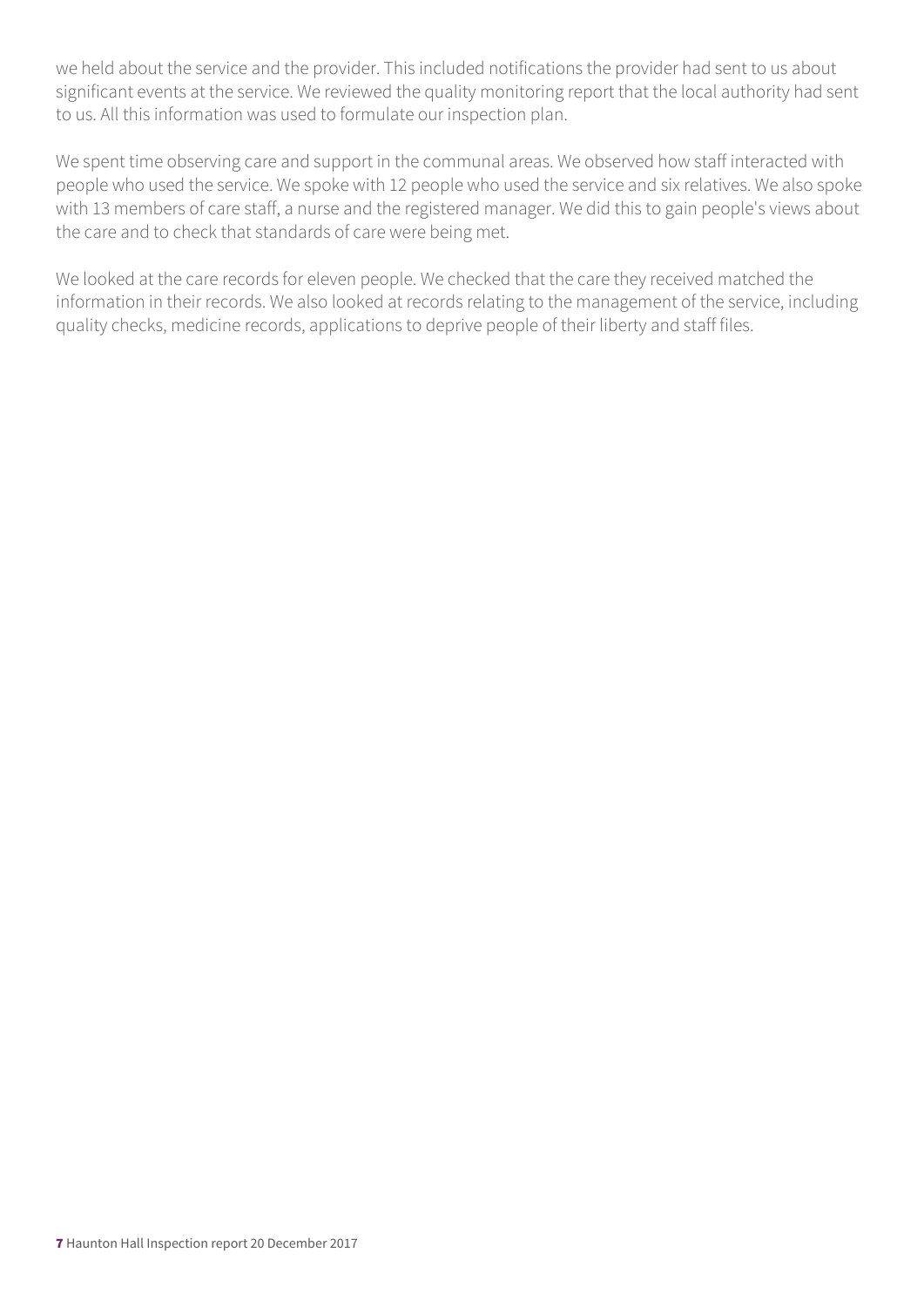we held about the service and the provider. This included notifications the provider had sent to us about significant events at the service. We reviewed the quality monitoring report that the local authority had sent to us. All this information was used to formulate our inspection plan.

We spent time observing care and support in the communal areas. We observed how staff interacted with people who used the service. We spoke with 12 people who used the service and six relatives. We also spoke with 13 members of care staff, a nurse and the registered manager. We did this to gain people's views about the care and to check that standards of care were being met.

We looked at the care records for eleven people. We checked that the care they received matched the information in their records. We also looked at records relating to the management of the service, including quality checks, medicine records, applications to deprive people of their liberty and staff files.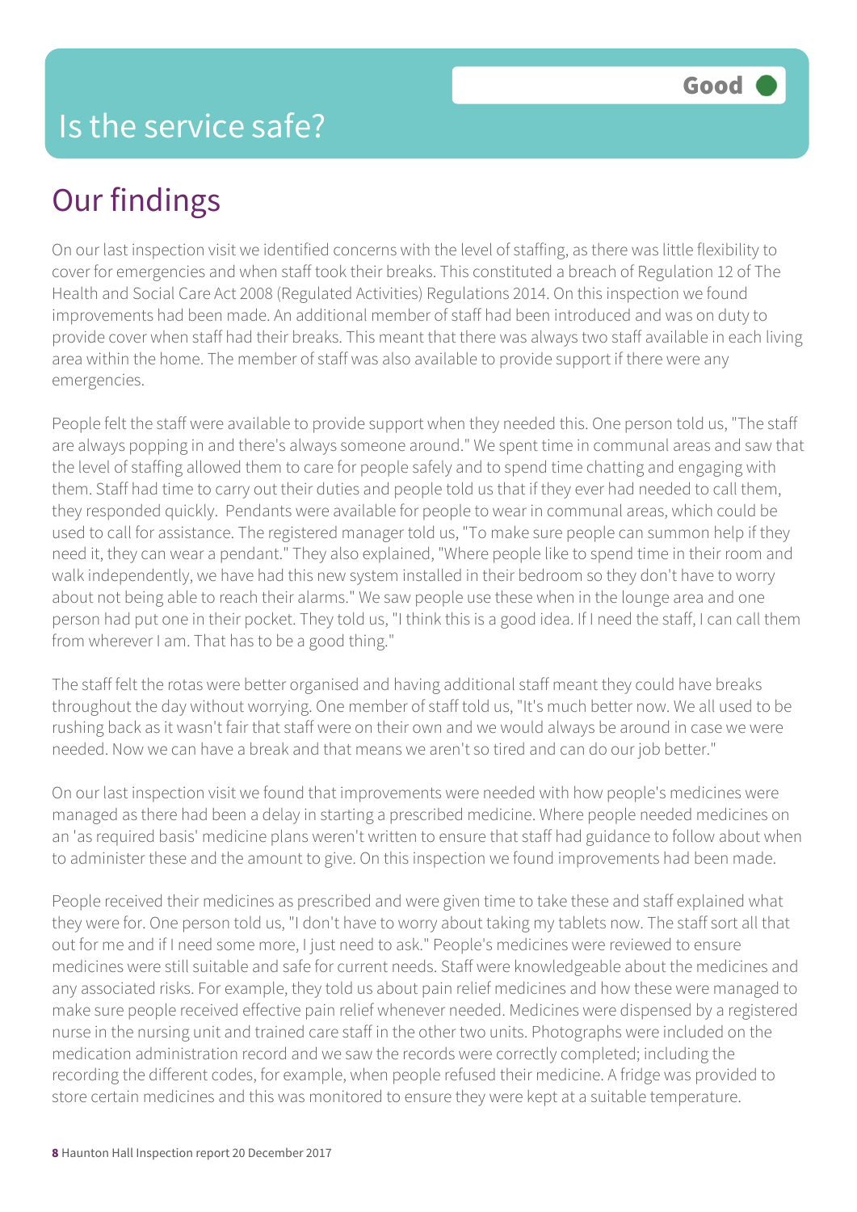# Is the service safe?

**Good**

## Our findings

On our last inspection visit we identified concerns with the level of staffing, as there was little flexibility to cover for emergencies and when staff took their breaks. This constituted a breach of Regulation 12 of The Health and Social Care Act 2008 (Regulated Activities) Regulations 2014. On this inspection we found improvements had been made. An additional member of staff had been introduced and was on duty to provide cover when staff had their breaks. This meant that there was always two staff available in each living area within the home. The member of staff was also available to provide support if there were any emergencies.

People felt the staff were available to provide support when they needed this. One person told us, "The staff are always popping in and there's always someone around." We spent time in communal areas and saw that the level of staffing allowed them to care for people safely and to spend time chatting and engaging with them. Staff had time to carry out their duties and people told us that if they ever had needed to call them, they responded quickly. Pendants were available for people to wear in communal areas, which could be used to call for assistance. The registered manager told us, "To make sure people can summon help if they need it, they can wear a pendant." They also explained, "Where people like to spend time in their room and walk independently, we have had this new system installed in their bedroom so they don't have to worry about not being able to reach their alarms." We saw people use these when in the lounge area and one person had put one in their pocket. They told us, "I think this is a good idea. If I need the staff, I can call them from wherever I am. That has to be a good thing."

The staff felt the rotas were better organised and having additional staff meant they could have breaks throughout the day without worrying. One member of staff told us, "It's much better now. We all used to be rushing back as it wasn't fair that staff were on their own and we would always be around in case we were needed. Now we can have a break and that means we aren't so tired and can do our job better."

On our last inspection visit we found that improvements were needed with how people's medicines were managed as there had been a delay in starting a prescribed medicine. Where people needed medicines on an 'as required basis' medicine plans weren't written to ensure that staff had guidance to follow about when to administer these and the amount to give. On this inspection we found improvements had been made.

People received their medicines as prescribed and were given time to take these and staff explained what they were for. One person told us, "I don't have to worry about taking my tablets now. The staff sort all that out for me and if I need some more, I just need to ask." People's medicines were reviewed to ensure medicines were still suitable and safe for current needs. Staff were knowledgeable about the medicines and any associated risks. For example, they told us about pain relief medicines and how these were managed to make sure people received effective pain relief whenever needed. Medicines were dispensed by a registered nurse in the nursing unit and trained care staff in the other two units. Photographs were included on the medication administration record and we saw the records were correctly completed; including the recording the different codes, for example, when people refused their medicine. A fridge was provided to store certain medicines and this was monitored to ensure they were kept at a suitable temperature.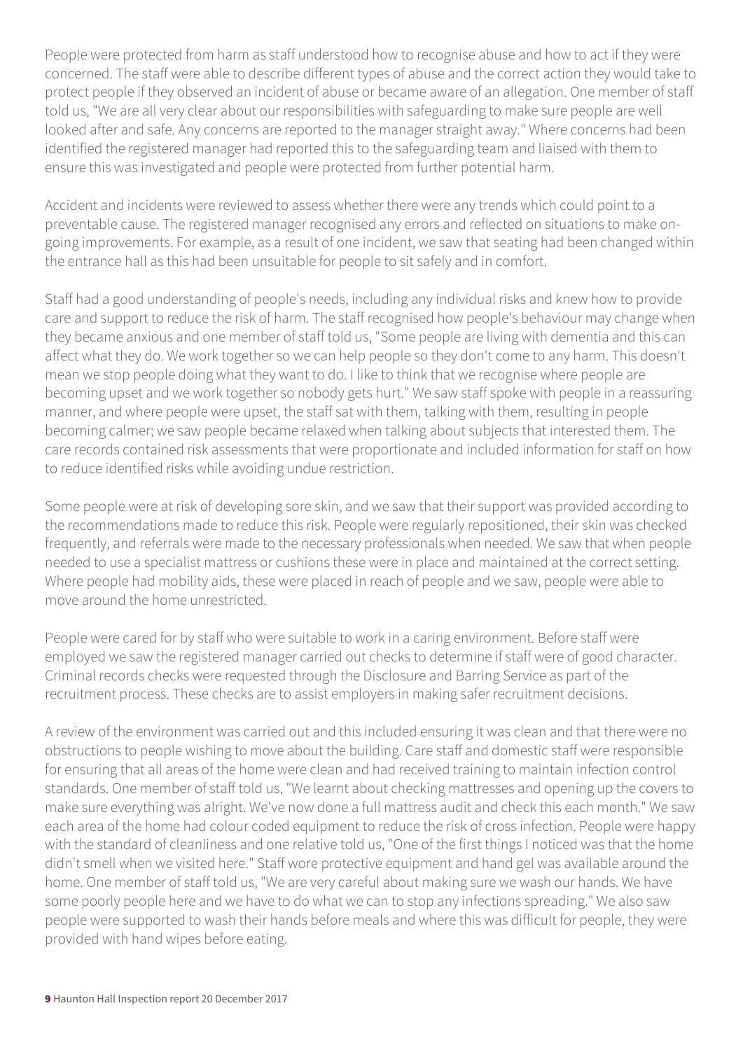People were protected from harm as staff understood how to recognise abuse and how to act if they were concerned. The staff were able to describe different types of abuse and the correct action they would take to protect people if they observed an incident of abuse or became aware of an allegation. One member of staff told us, "We are all very clear about our responsibilities with safeguarding to make sure people are well looked after and safe. Any concerns are reported to the manager straight away." Where concerns had been identified the registered manager had reported this to the safeguarding team and liaised with them to ensure this was investigated and people were protected from further potential harm.

Accident and incidents were reviewed to assess whether there were any trends which could point to a preventable cause. The registered manager recognised any errors and reflected on situations to make on-going improvements. For example, as a result of one incident, we saw that seating had been changed within the entrance hall as this had been unsuitable for people to sit safely and in comfort.

Staff had a good understanding of people's needs, including any individual risks and knew how to provide care and support to reduce the risk of harm. The staff recognised how people's behaviour may change when they became anxious and one member of staff told us, "Some people are living with dementia and this can affect what they do. We work together so we can help people so they don't come to any harm. This doesn't mean we stop people doing what they want to do. I like to think that we recognise where people are becoming upset and we work together so nobody gets hurt." We saw staff spoke with people in a reassuring manner, and where people were upset, the staff sat with them, talking with them, resulting in people becoming calmer; we saw people became relaxed when talking about subjects that interested them. The care records contained risk assessments that were proportionate and included information for staff on how to reduce identified risks while avoiding undue restriction.

Some people were at risk of developing sore skin, and we saw that their support was provided according to the recommendations made to reduce this risk. People were regularly repositioned, their skin was checked frequently, and referrals were made to the necessary professionals when needed. We saw that when people needed to use a specialist mattress or cushions these were in place and maintained at the correct setting. Where people had mobility aids, these were placed in reach of people and we saw, people were able to move around the home unrestricted.

People were cared for by staff who were suitable to work in a caring environment. Before staff were employed we saw the registered manager carried out checks to determine if staff were of good character. Criminal records checks were requested through the Disclosure and Barring Service as part of the recruitment process. These checks are to assist employers in making safer recruitment decisions.

A review of the environment was carried out and this included ensuring it was clean and that there were no obstructions to people wishing to move about the building. Care staff and domestic staff were responsible for ensuring that all areas of the home were clean and had received training to maintain infection control standards. One member of staff told us, "We learnt about checking mattresses and opening up the covers to make sure everything was alright. We've now done a full mattress audit and check this each month." We saw each area of the home had colour coded equipment to reduce the risk of cross infection. People were happy with the standard of cleanliness and one relative told us, "One of the first things I noticed was that the home didn't smell when we visited here." Staff wore protective equipment and hand gel was available around the home. One member of staff told us, "We are very careful about making sure we wash our hands. We have some poorly people here and we have to do what we can to stop any infections spreading." We also saw people were supported to wash their hands before meals and where this was difficult for people, they were provided with hand wipes before eating.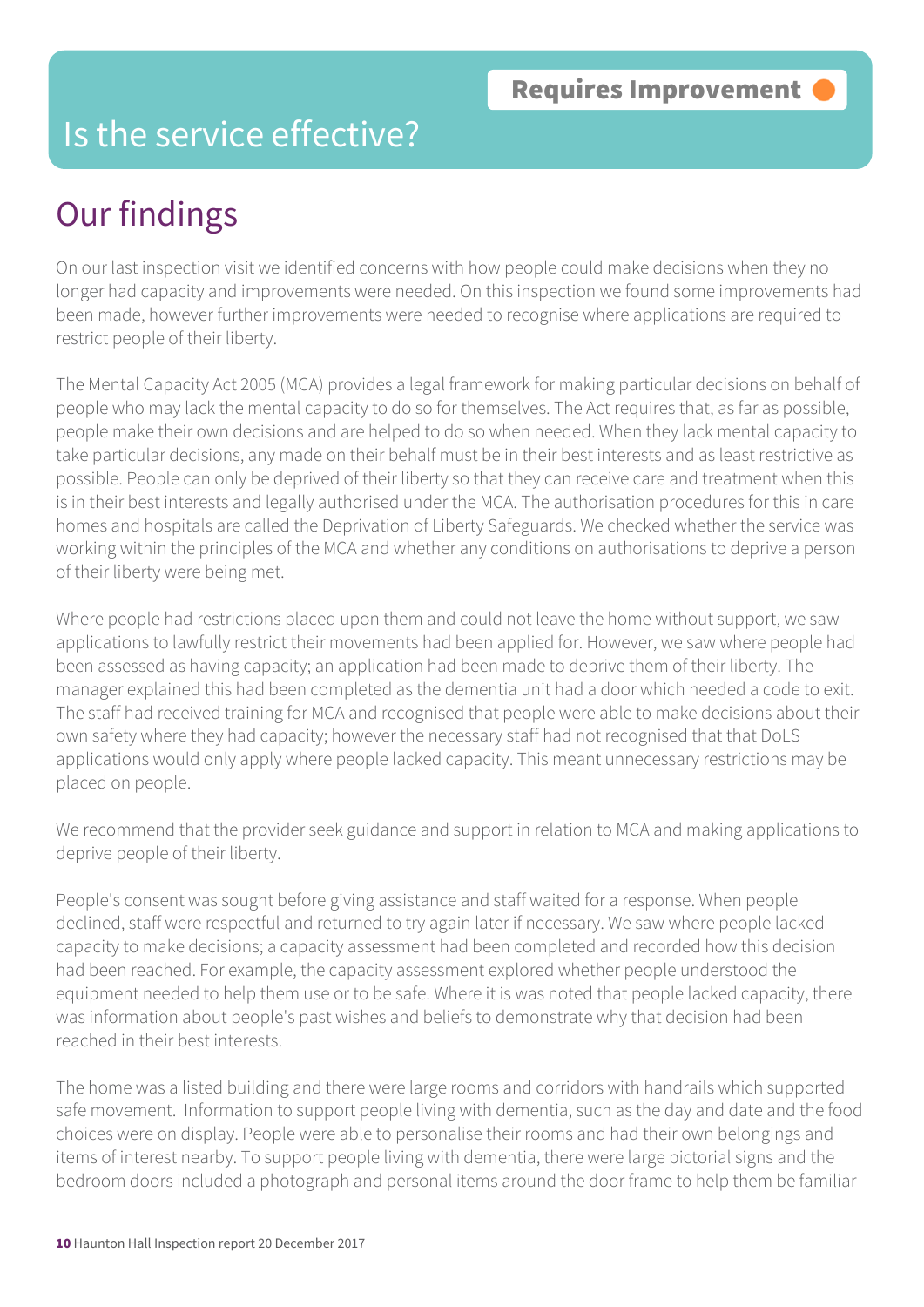Requires Improvement

# Is the service effective?

## Our findings

On our last inspection visit we identified concerns with how people could make decisions when they no longer had capacity and improvements were needed. On this inspection we found some improvements had been made, however further improvements were needed to recognise where applications are required to restrict people of their liberty.

The Mental Capacity Act 2005 (MCA) provides a legal framework for making particular decisions on behalf of people who may lack the mental capacity to do so for themselves. The Act requires that, as far as possible, people make their own decisions and are helped to do so when needed. When they lack mental capacity to take particular decisions, any made on their behalf must be in their best interests and as least restrictive as possible. People can only be deprived of their liberty so that they can receive care and treatment when this is in their best interests and legally authorised under the MCA. The authorisation procedures for this in care homes and hospitals are called the Deprivation of Liberty Safeguards. We checked whether the service was working within the principles of the MCA and whether any conditions on authorisations to deprive a person of their liberty were being met.

Where people had restrictions placed upon them and could not leave the home without support, we saw applications to lawfully restrict their movements had been applied for. However, we saw where people had been assessed as having capacity; an application had been made to deprive them of their liberty. The manager explained this had been completed as the dementia unit had a door which needed a code to exit. The staff had received training for MCA and recognised that people were able to make decisions about their own safety where they had capacity; however the necessary staff had not recognised that that DoLS applications would only apply where people lacked capacity. This meant unnecessary restrictions may be placed on people.

We recommend that the provider seek guidance and support in relation to MCA and making applications to deprive people of their liberty.

People's consent was sought before giving assistance and staff waited for a response. When people declined, staff were respectful and returned to try again later if necessary. We saw where people lacked capacity to make decisions; a capacity assessment had been completed and recorded how this decision had been reached. For example, the capacity assessment explored whether people understood the equipment needed to help them use or to be safe. Where it is was noted that people lacked capacity, there was information about people's past wishes and beliefs to demonstrate why that decision had been reached in their best interests.

The home was a listed building and there were large rooms and corridors with handrails which supported safe movement. Information to support people living with dementia, such as the day and date and the food choices were on display. People were able to personalise their rooms and had their own belongings and items of interest nearby. To support people living with dementia, there were large pictorial signs and the bedroom doors included a photograph and personal items around the door frame to help them be familiar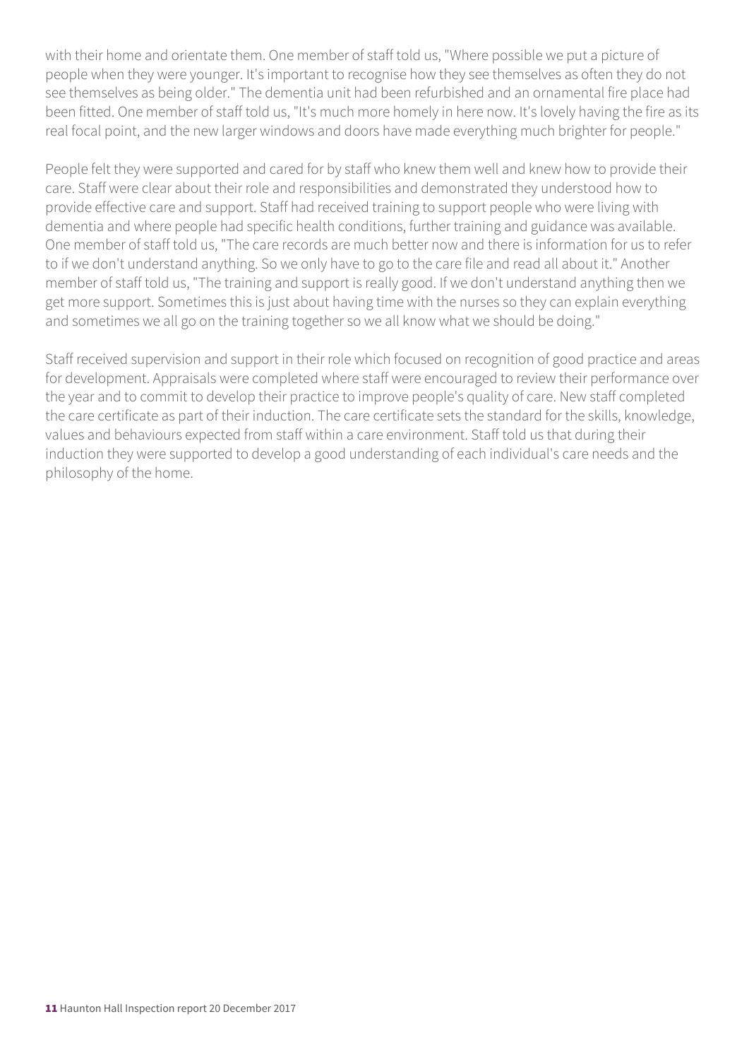with their home and orientate them. One member of staff told us, "Where possible we put a picture of people when they were younger. It's important to recognise how they see themselves as often they do not see themselves as being older." The dementia unit had been refurbished and an ornamental fire place had been fitted. One member of staff told us, "It's much more homely in here now. It's lovely having the fire as its real focal point, and the new larger windows and doors have made everything much brighter for people."

People felt they were supported and cared for by staff who knew them well and knew how to provide their care. Staff were clear about their role and responsibilities and demonstrated they understood how to provide effective care and support. Staff had received training to support people who were living with dementia and where people had specific health conditions, further training and guidance was available. One member of staff told us, "The care records are much better now and there is information for us to refer to if we don't understand anything. So we only have to go to the care file and read all about it." Another member of staff told us, "The training and support is really good. If we don't understand anything then we get more support. Sometimes this is just about having time with the nurses so they can explain everything and sometimes we all go on the training together so we all know what we should be doing."

Staff received supervision and support in their role which focused on recognition of good practice and areas for development. Appraisals were completed where staff were encouraged to review their performance over the year and to commit to develop their practice to improve people's quality of care. New staff completed the care certificate as part of their induction. The care certificate sets the standard for the skills, knowledge, values and behaviours expected from staff within a care environment. Staff told us that during their induction they were supported to develop a good understanding of each individual's care needs and the philosophy of the home.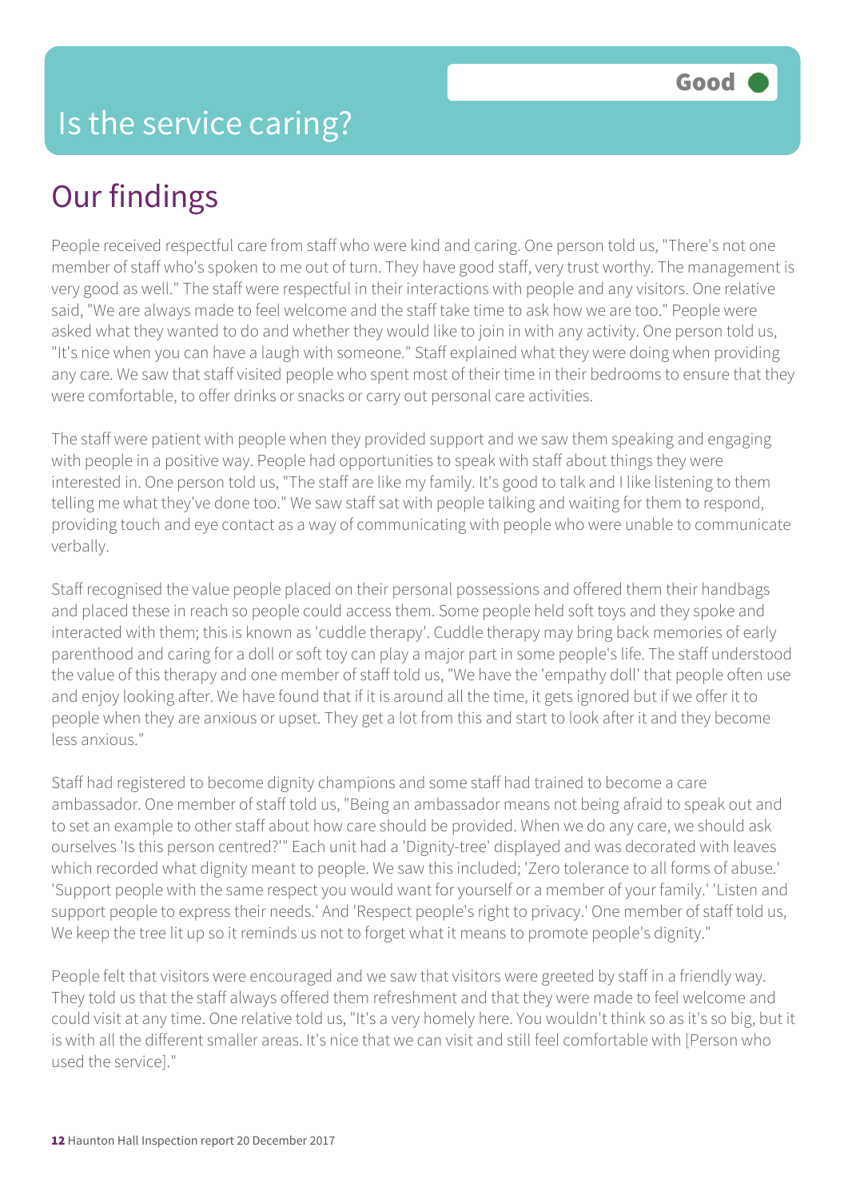# Is the service caring?

Good

## Our findings

People received respectful care from staff who were kind and caring. One person told us, "There's not one member of staff who's spoken to me out of turn. They have good staff, very trust worthy. The management is very good as well." The staff were respectful in their interactions with people and any visitors. One relative said, "We are always made to feel welcome and the staff take time to ask how we are too." People were asked what they wanted to do and whether they would like to join in with any activity. One person told us, "It's nice when you can have a laugh with someone." Staff explained what they were doing when providing any care. We saw that staff visited people who spent most of their time in their bedrooms to ensure that they were comfortable, to offer drinks or snacks or carry out personal care activities.

The staff were patient with people when they provided support and we saw them speaking and engaging with people in a positive way. People had opportunities to speak with staff about things they were interested in. One person told us, "The staff are like my family. It's good to talk and I like listening to them telling me what they've done too." We saw staff sat with people talking and waiting for them to respond, providing touch and eye contact as a way of communicating with people who were unable to communicate verbally.

Staff recognised the value people placed on their personal possessions and offered them their handbags and placed these in reach so people could access them. Some people held soft toys and they spoke and interacted with them; this is known as 'cuddle therapy'. Cuddle therapy may bring back memories of early parenthood and caring for a doll or soft toy can play a major part in some people's life. The staff understood the value of this therapy and one member of staff told us, "We have the 'empathy doll' that people often use and enjoy looking after. We have found that if it is around all the time, it gets ignored but if we offer it to people when they are anxious or upset. They get a lot from this and start to look after it and they become less anxious."

Staff had registered to become dignity champions and some staff had trained to become a care ambassador. One member of staff told us, "Being an ambassador means not being afraid to speak out and to set an example to other staff about how care should be provided. When we do any care, we should ask ourselves 'Is this person centred?'" Each unit had a 'Dignity-tree' displayed and was decorated with leaves which recorded what dignity meant to people. We saw this included; 'Zero tolerance to all forms of abuse.' 'Support people with the same respect you would want for yourself or a member of your family.' 'Listen and support people to express their needs.' And 'Respect people's right to privacy.' One member of staff told us, We keep the tree lit up so it reminds us not to forget what it means to promote people's dignity."

People felt that visitors were encouraged and we saw that visitors were greeted by staff in a friendly way. They told us that the staff always offered them refreshment and that they were made to feel welcome and could visit at any time. One relative told us, "It's a very homely here. You wouldn't think so as it's so big, but it is with all the different smaller areas. It's nice that we can visit and still feel comfortable with [Person who used the service]."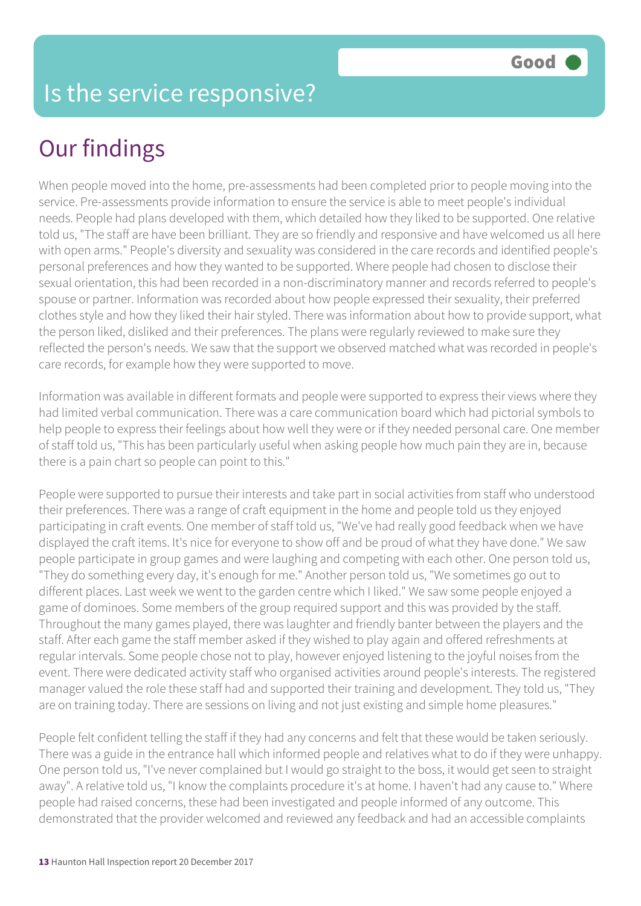# Is the service responsive?

Good

## Our findings

When people moved into the home, pre-assessments had been completed prior to people moving into the service. Pre-assessments provide information to ensure the service is able to meet people's individual needs. People had plans developed with them, which detailed how they liked to be supported. One relative told us, "The staff are have been brilliant. They are so friendly and responsive and have welcomed us all here with open arms." People's diversity and sexuality was considered in the care records and identified people's personal preferences and how they wanted to be supported. Where people had chosen to disclose their sexual orientation, this had been recorded in a non-discriminatory manner and records referred to people's spouse or partner. Information was recorded about how people expressed their sexuality, their preferred clothes style and how they liked their hair styled. There was information about how to provide support, what the person liked, disliked and their preferences. The plans were regularly reviewed to make sure they reflected the person's needs. We saw that the support we observed matched what was recorded in people's care records, for example how they were supported to move.

Information was available in different formats and people were supported to express their views where they had limited verbal communication. There was a care communication board which had pictorial symbols to help people to express their feelings about how well they were or if they needed personal care. One member of staff told us, "This has been particularly useful when asking people how much pain they are in, because there is a pain chart so people can point to this."

People were supported to pursue their interests and take part in social activities from staff who understood their preferences. There was a range of craft equipment in the home and people told us they enjoyed participating in craft events. One member of staff told us, "We've had really good feedback when we have displayed the craft items. It's nice for everyone to show off and be proud of what they have done." We saw people participate in group games and were laughing and competing with each other. One person told us, "They do something every day, it's enough for me." Another person told us, "We sometimes go out to different places. Last week we went to the garden centre which I liked." We saw some people enjoyed a game of dominoes. Some members of the group required support and this was provided by the staff. Throughout the many games played, there was laughter and friendly banter between the players and the staff. After each game the staff member asked if they wished to play again and offered refreshments at regular intervals. Some people chose not to play, however enjoyed listening to the joyful noises from the event. There were dedicated activity staff who organised activities around people's interests. The registered manager valued the role these staff had and supported their training and development. They told us, "They are on training today. There are sessions on living and not just existing and simple home pleasures."

People felt confident telling the staff if they had any concerns and felt that these would be taken seriously. There was a guide in the entrance hall which informed people and relatives what to do if they were unhappy. One person told us, "I've never complained but I would go straight to the boss, it would get seen to straight away". A relative told us, "I know the complaints procedure it's at home. I haven't had any cause to." Where people had raised concerns, these had been investigated and people informed of any outcome. This demonstrated that the provider welcomed and reviewed any feedback and had an accessible complaints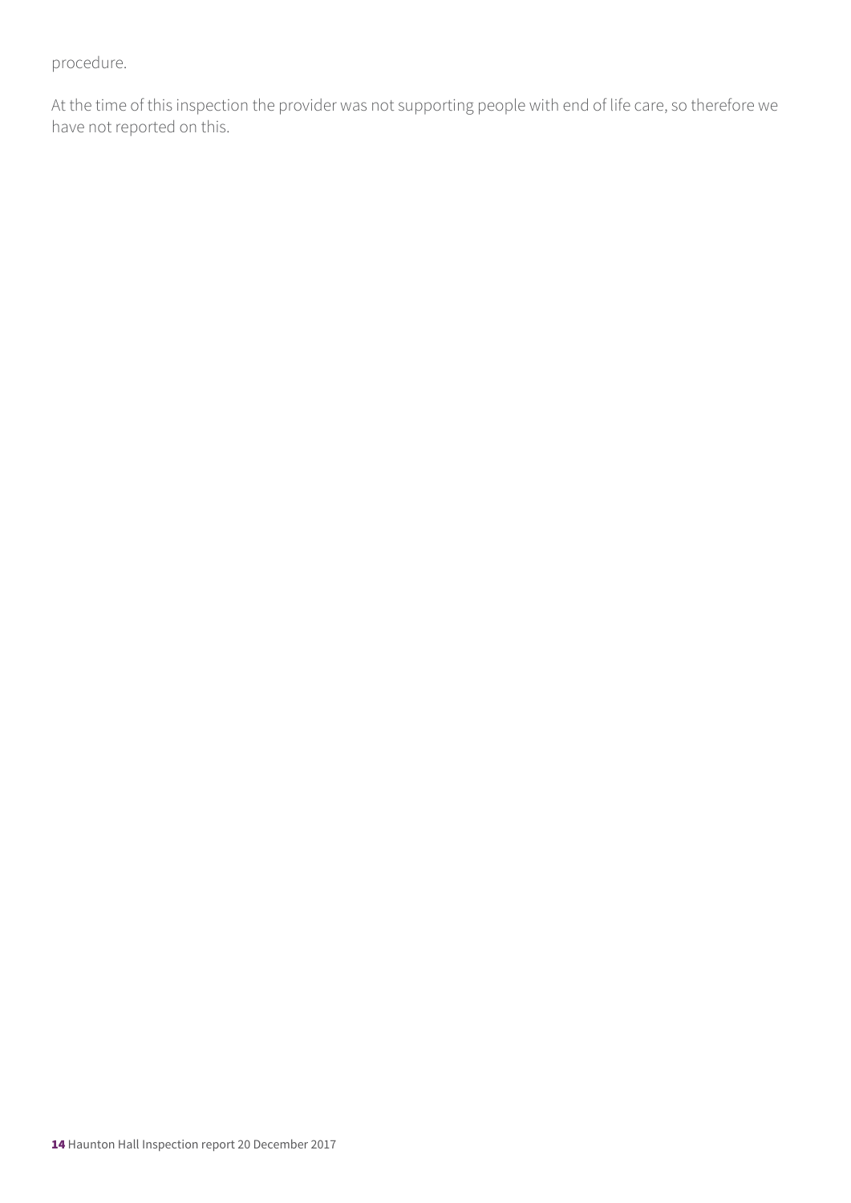procedure.

At the time of this inspection the provider was not supporting people with end of life care, so therefore we have not reported on this.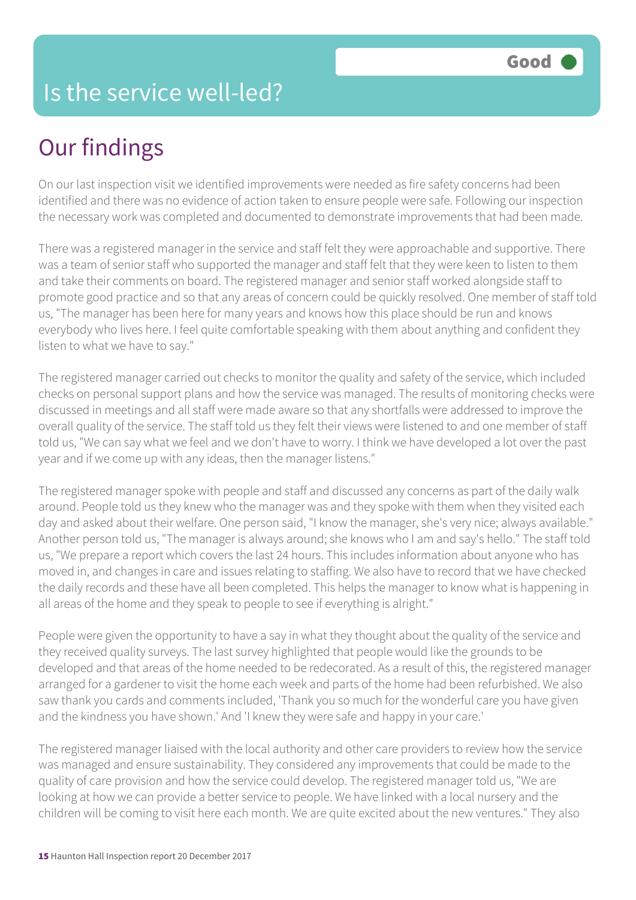# Is the service well-led?

Good

## Our findings

On our last inspection visit we identified improvements were needed as fire safety concerns had been identified and there was no evidence of action taken to ensure people were safe. Following our inspection the necessary work was completed and documented to demonstrate improvements that had been made.

There was a registered manager in the service and staff felt they were approachable and supportive. There was a team of senior staff who supported the manager and staff felt that they were keen to listen to them and take their comments on board. The registered manager and senior staff worked alongside staff to promote good practice and so that any areas of concern could be quickly resolved. One member of staff told us, "The manager has been here for many years and knows how this place should be run and knows everybody who lives here. I feel quite comfortable speaking with them about anything and confident they listen to what we have to say."

The registered manager carried out checks to monitor the quality and safety of the service, which included checks on personal support plans and how the service was managed. The results of monitoring checks were discussed in meetings and all staff were made aware so that any shortfalls were addressed to improve the overall quality of the service. The staff told us they felt their views were listened to and one member of staff told us, "We can say what we feel and we don't have to worry. I think we have developed a lot over the past year and if we come up with any ideas, then the manager listens."

The registered manager spoke with people and staff and discussed any concerns as part of the daily walk around. People told us they knew who the manager was and they spoke with them when they visited each day and asked about their welfare. One person said, "I know the manager, she's very nice; always available." Another person told us, "The manager is always around; she knows who I am and say's hello." The staff told us, "We prepare a report which covers the last 24 hours. This includes information about anyone who has moved in, and changes in care and issues relating to staffing. We also have to record that we have checked the daily records and these have all been completed. This helps the manager to know what is happening in all areas of the home and they speak to people to see if everything is alright."

People were given the opportunity to have a say in what they thought about the quality of the service and they received quality surveys. The last survey highlighted that people would like the grounds to be developed and that areas of the home needed to be redecorated. As a result of this, the registered manager arranged for a gardener to visit the home each week and parts of the home had been refurbished. We also saw thank you cards and comments included, 'Thank you so much for the wonderful care you have given and the kindness you have shown.' And 'I knew they were safe and happy in your care.'

The registered manager liaised with the local authority and other care providers to review how the service was managed and ensure sustainability. They considered any improvements that could be made to the quality of care provision and how the service could develop. The registered manager told us, "We are looking at how we can provide a better service to people. We have linked with a local nursery and the children will be coming to visit here each month. We are quite excited about the new ventures." They also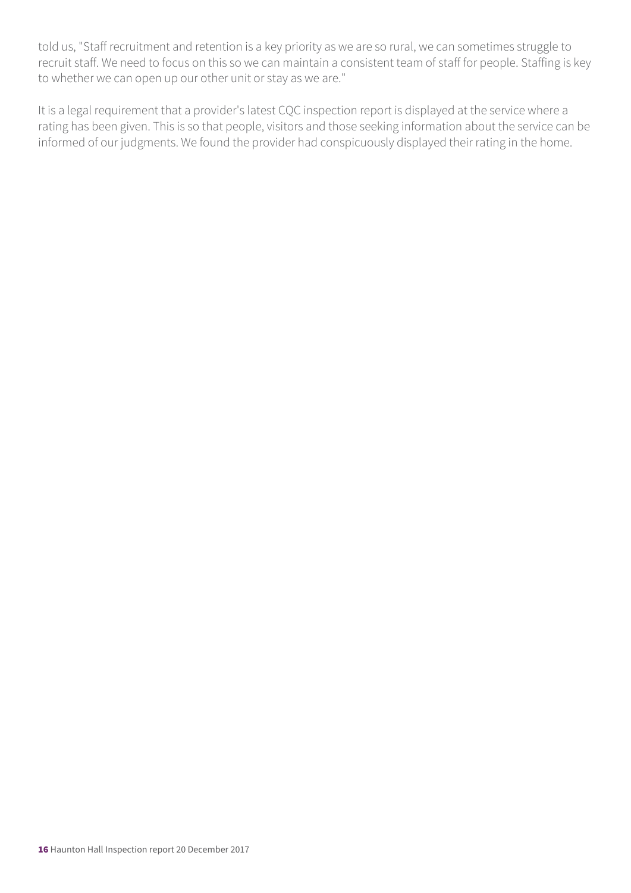told us, "Staff recruitment and retention is a key priority as we are so rural, we can sometimes struggle to recruit staff. We need to focus on this so we can maintain a consistent team of staff for people. Staffing is key to whether we can open up our other unit or stay as we are."

It is a legal requirement that a provider's latest CQC inspection report is displayed at the service where a rating has been given. This is so that people, visitors and those seeking information about the service can be informed of our judgments. We found the provider had conspicuously displayed their rating in the home.